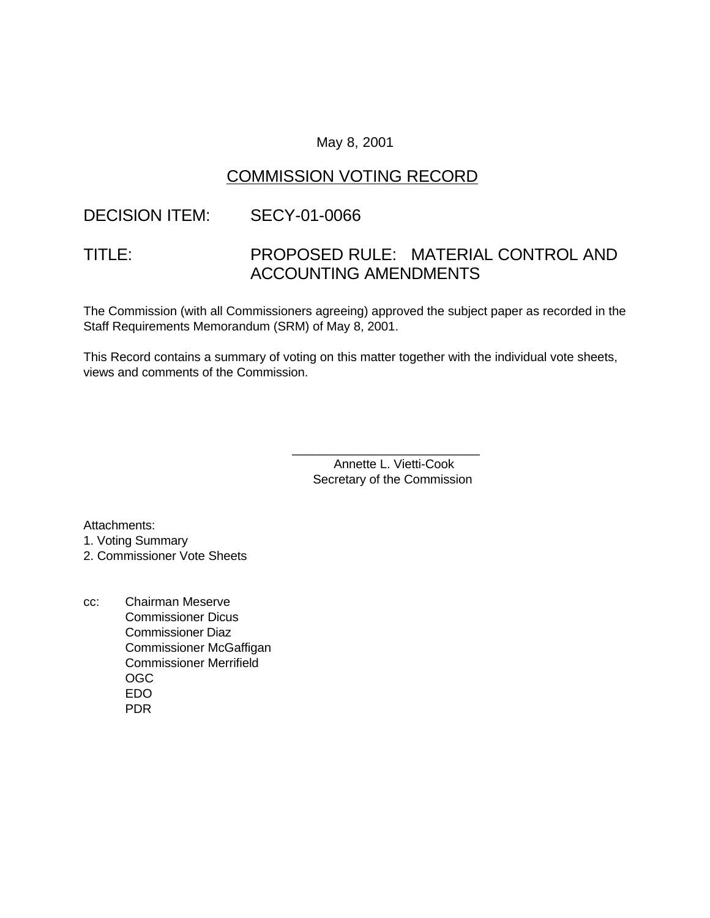May 8, 2001

# COMMISSION VOTING RECORD

DECISION ITEM: SECY-01-0066

TITLE: PROPOSED RULE: MATERIAL CONTROL AND ACCOUNTING AMENDMENTS

The Commission (with all Commissioners agreeing) approved the subject paper as recorded in the Staff Requirements Memorandum (SRM) of May 8, 2001.

This Record contains a summary of voting on this matter together with the individual vote sheets, views and comments of the Commission.

\_\_\_\_\_\_\_\_\_\_\_\_\_\_\_\_\_\_\_\_\_\_\_\_\_\_\_
Annette L. Vietti-Cook
Secretary of the Commission

Attachments:
1. Voting Summary
2. Commissioner Vote Sheets

cc: Chairman Meserve
Commissioner Dicus
Commissioner Diaz
Commissioner McGaffigan
Commissioner Merrifield
OGC
EDO
PDR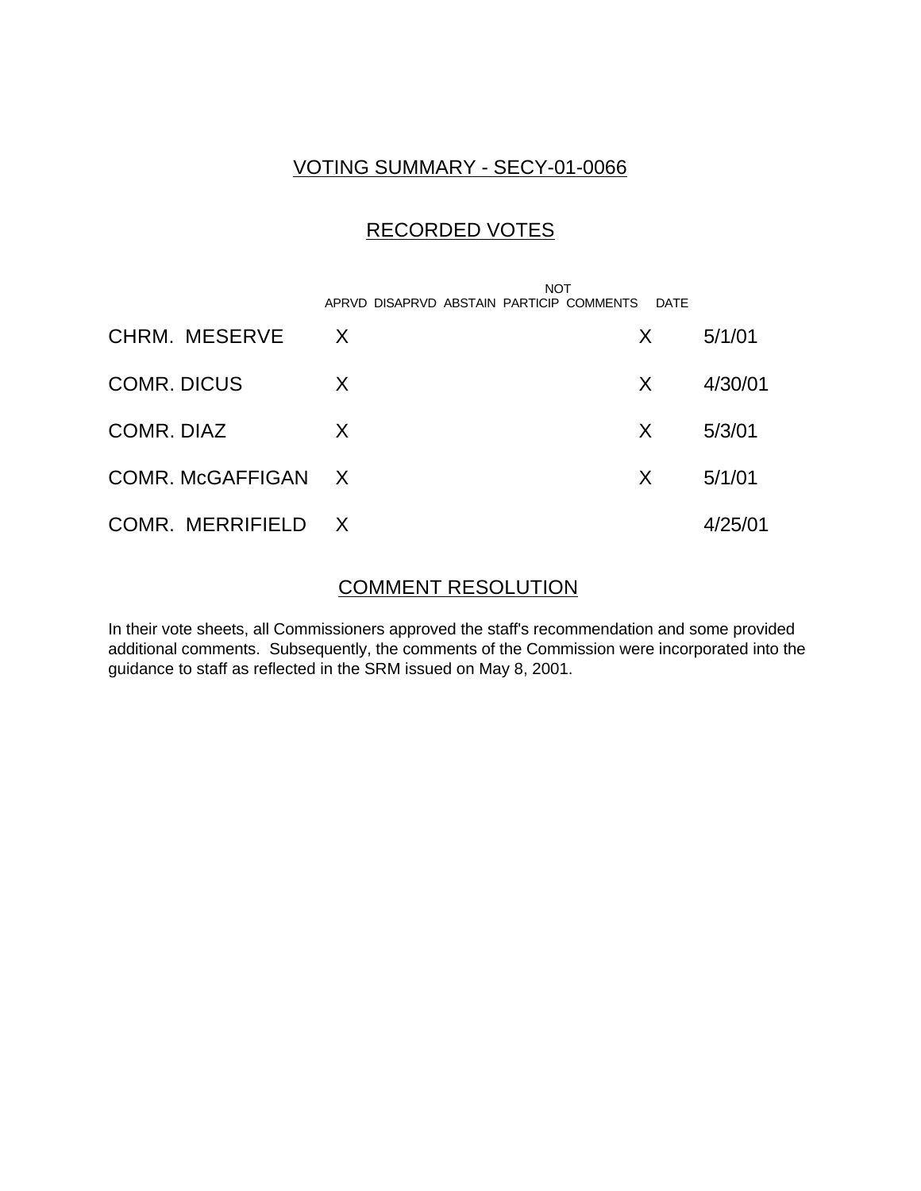## VOTING SUMMARY - SECY-01-0066

## RECORDED VOTES

| | APRVD | DISAPRVD | ABSTAIN | NOT PARTICIP | COMMENTS | DATE |
|---|---|---|---|---|---|---|
| CHRM. MESERVE | X | | | | X | 5/1/01 |
| COMR. DICUS | X | | | | X | 4/30/01 |
| COMR. DIAZ | X | | | | X | 5/3/01 |
| COMR. McGAFFIGAN | X | | | | X | 5/1/01 |
| COMR. MERRIFIELD | X | | | | | 4/25/01 |

## COMMENT RESOLUTION

In their vote sheets, all Commissioners approved the staff's recommendation and some provided additional comments. Subsequently, the comments of the Commission were incorporated into the guidance to staff as reflected in the SRM issued on May 8, 2001.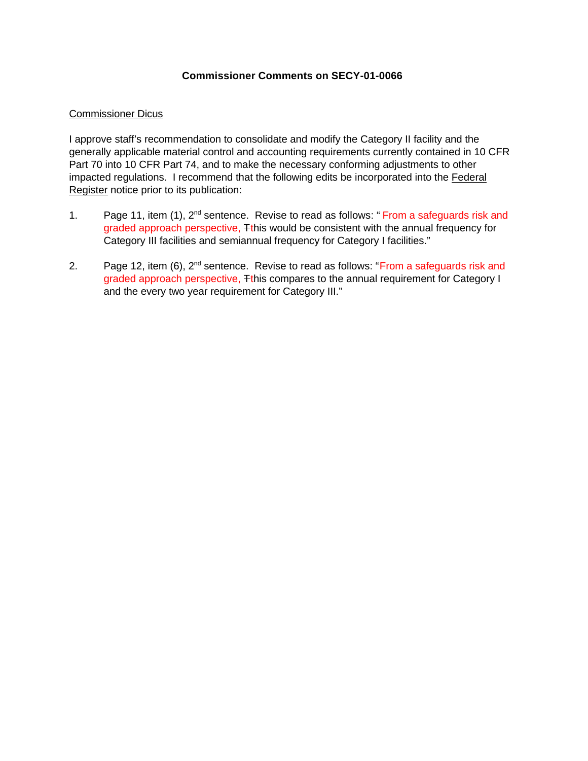**Commissioner Comments on SECY-01-0066**

Commissioner Dicus

I approve staff's recommendation to consolidate and modify the Category II facility and the generally applicable material control and accounting requirements currently contained in 10 CFR Part 70 into 10 CFR Part 74, and to make the necessary conforming adjustments to other impacted regulations. I recommend that the following edits be incorporated into the Federal Register notice prior to its publication:

1. Page 11, item (1), 2nd sentence. Revise to read as follows: " From a safeguards risk and graded approach perspective, ~~T~~this would be consistent with the annual frequency for Category III facilities and semiannual frequency for Category I facilities."

2. Page 12, item (6), 2nd sentence. Revise to read as follows: "From a safeguards risk and graded approach perspective, ~~T~~this compares to the annual requirement for Category I and the every two year requirement for Category III."